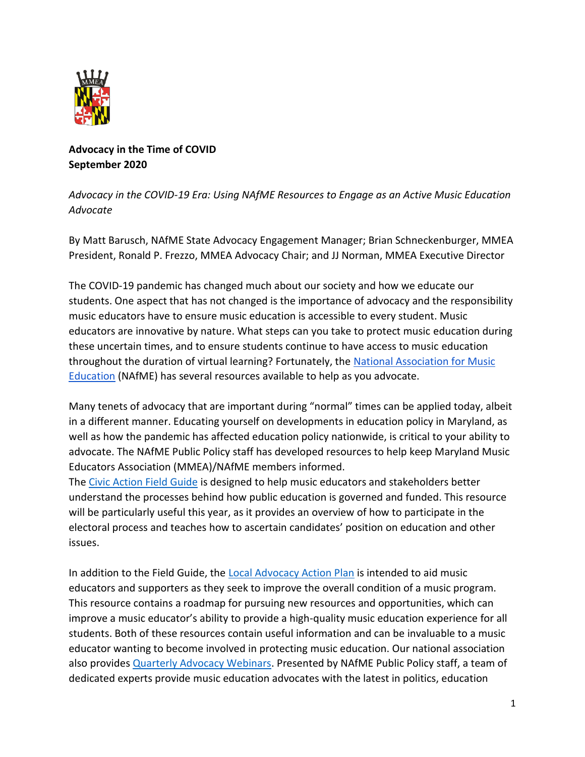**Advocacy in the Time of COVID**
**September 2020**

*Advocacy in the COVID-19 Era: Using NAfME Resources to Engage as an Active Music Education Advocate*

By Matt Barusch, NAfME State Advocacy Engagement Manager; Brian Schneckenburger, MMEA President, Ronald P. Frezzo, MMEA Advocacy Chair; and JJ Norman, MMEA Executive Director

The COVID-19 pandemic has changed much about our society and how we educate our students. One aspect that has not changed is the importance of advocacy and the responsibility music educators have to ensure music education is accessible to every student. Music educators are innovative by nature. What steps can you take to protect music education during these uncertain times, and to ensure students continue to have access to music education throughout the duration of virtual learning? Fortunately, the National Association for Music Education (NAfME) has several resources available to help as you advocate.

Many tenets of advocacy that are important during "normal" times can be applied today, albeit in a different manner. Educating yourself on developments in education policy in Maryland, as well as how the pandemic has affected education policy nationwide, is critical to your ability to advocate. The NAfME Public Policy staff has developed resources to help keep Maryland Music Educators Association (MMEA)/NAfME members informed.
The Civic Action Field Guide is designed to help music educators and stakeholders better understand the processes behind how public education is governed and funded. This resource will be particularly useful this year, as it provides an overview of how to participate in the electoral process and teaches how to ascertain candidates' position on education and other issues.

In addition to the Field Guide, the Local Advocacy Action Plan is intended to aid music educators and supporters as they seek to improve the overall condition of a music program. This resource contains a roadmap for pursuing new resources and opportunities, which can improve a music educator's ability to provide a high-quality music education experience for all students. Both of these resources contain useful information and can be invaluable to a music educator wanting to become involved in protecting music education. Our national association also provides Quarterly Advocacy Webinars. Presented by NAfME Public Policy staff, a team of dedicated experts provide music education advocates with the latest in politics, education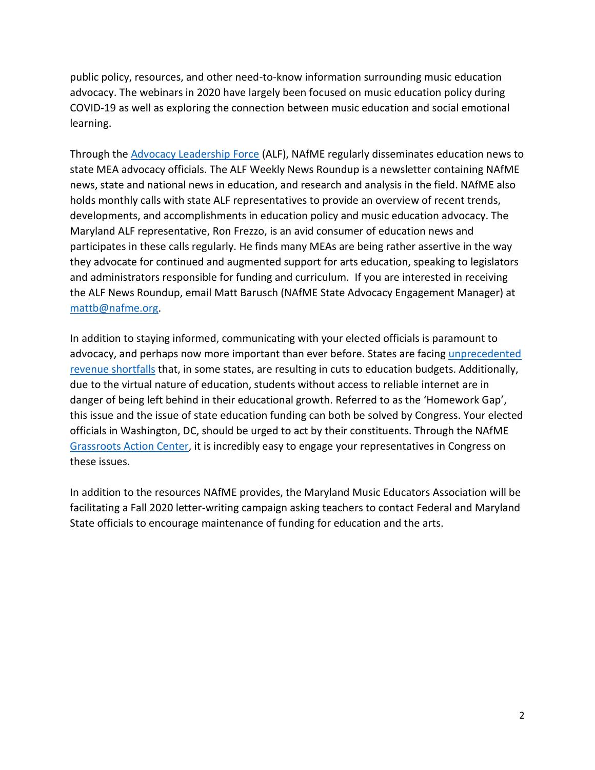public policy, resources, and other need-to-know information surrounding music education advocacy. The webinars in 2020 have largely been focused on music education policy during COVID-19 as well as exploring the connection between music education and social emotional learning.

Through the [Advocacy Leadership Force](#) (ALF), NAfME regularly disseminates education news to state MEA advocacy officials. The ALF Weekly News Roundup is a newsletter containing NAfME news, state and national news in education, and research and analysis in the field. NAfME also holds monthly calls with state ALF representatives to provide an overview of recent trends, developments, and accomplishments in education policy and music education advocacy. The Maryland ALF representative, Ron Frezzo, is an avid consumer of education news and participates in these calls regularly. He finds many MEAs are being rather assertive in the way they advocate for continued and augmented support for arts education, speaking to legislators and administrators responsible for funding and curriculum. If you are interested in receiving the ALF News Roundup, email Matt Barusch (NAfME State Advocacy Engagement Manager) at [mattb@nafme.org](mailto:mattb@nafme.org).

In addition to staying informed, communicating with your elected officials is paramount to advocacy, and perhaps now more important than ever before. States are facing [unprecedented revenue shortfalls](#) that, in some states, are resulting in cuts to education budgets. Additionally, due to the virtual nature of education, students without access to reliable internet are in danger of being left behind in their educational growth. Referred to as the 'Homework Gap', this issue and the issue of state education funding can both be solved by Congress. Your elected officials in Washington, DC, should be urged to act by their constituents. Through the NAfME [Grassroots Action Center](#), it is incredibly easy to engage your representatives in Congress on these issues.

In addition to the resources NAfME provides, the Maryland Music Educators Association will be facilitating a Fall 2020 letter-writing campaign asking teachers to contact Federal and Maryland State officials to encourage maintenance of funding for education and the arts.